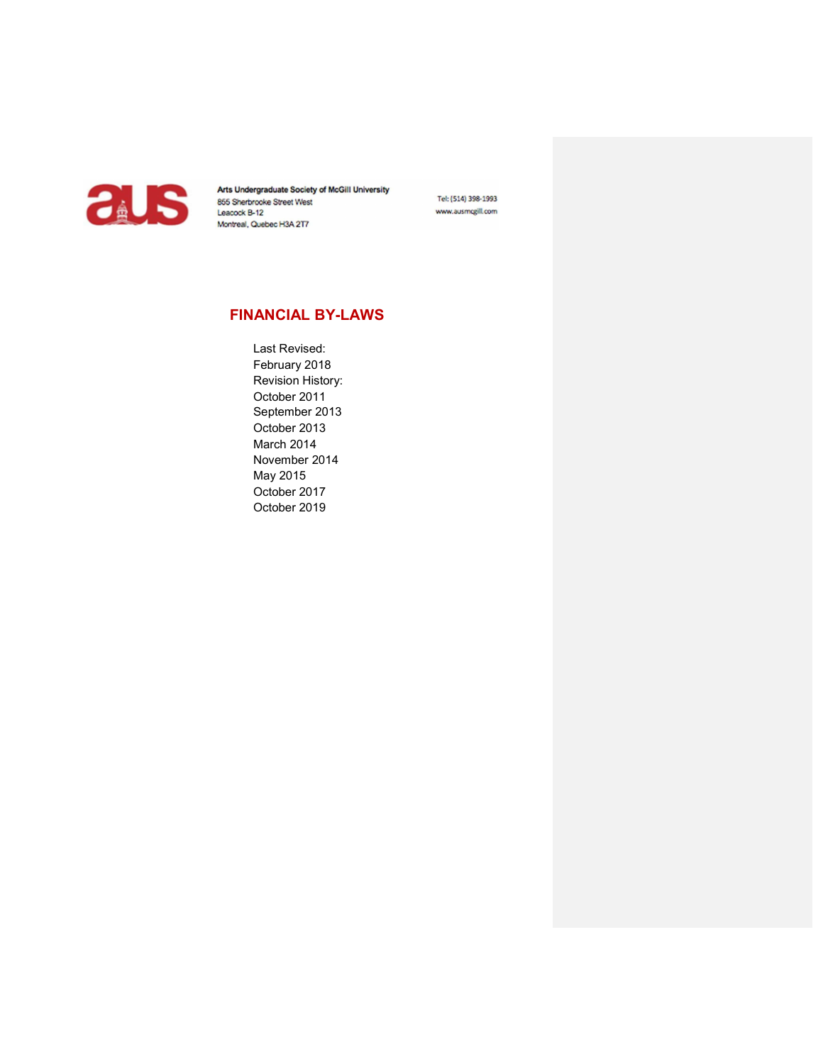Arts Undergraduate Society of McGill University
855 Sherbrooke Street West
Leacock B-12
Montreal, Quebec H3A 2T7

Tel: (514) 398-1993
www.ausmcgill.com

# FINANCIAL BY-LAWS

Last Revised:
February 2018
Revision History:
October 2011
September 2013
October 2013
March 2014
November 2014
May 2015
October 2017
October 2019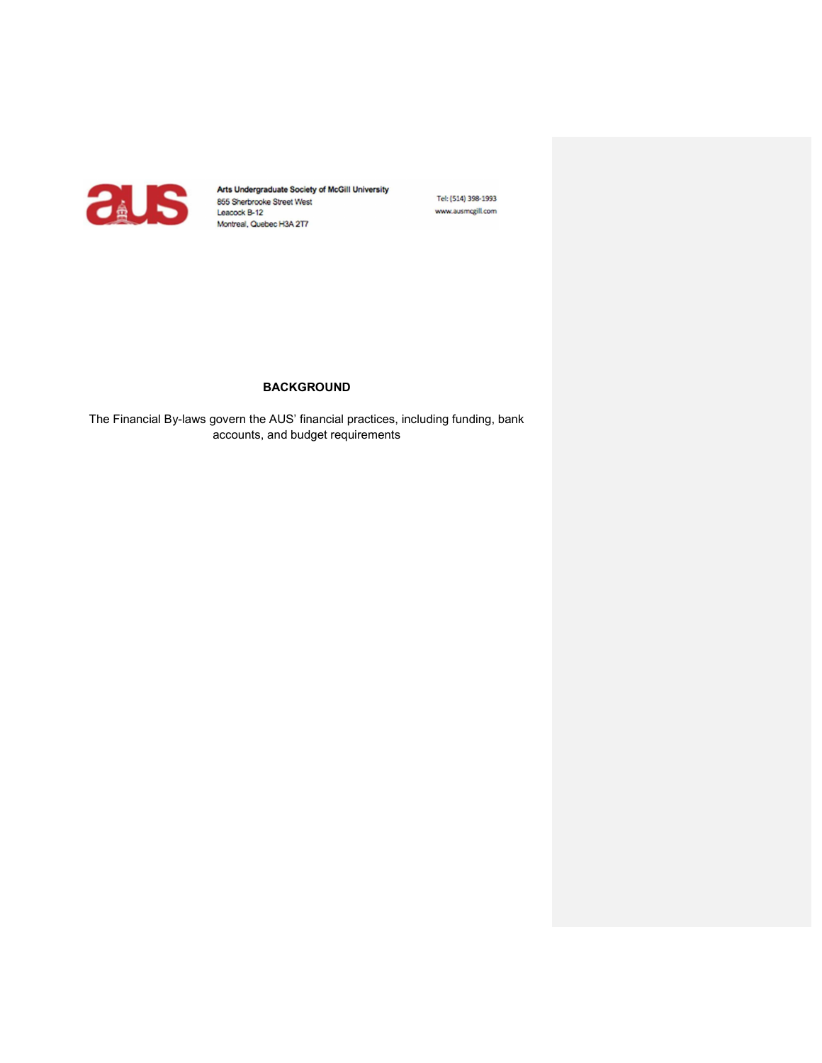Arts Undergraduate Society of McGill University
855 Sherbrooke Street West
Leacock B-12
Montreal, Quebec H3A 2T7

Tel: (514) 398-1993
www.ausmcgill.com

## BACKGROUND

The Financial By-laws govern the AUS' financial practices, including funding, bank accounts, and budget requirements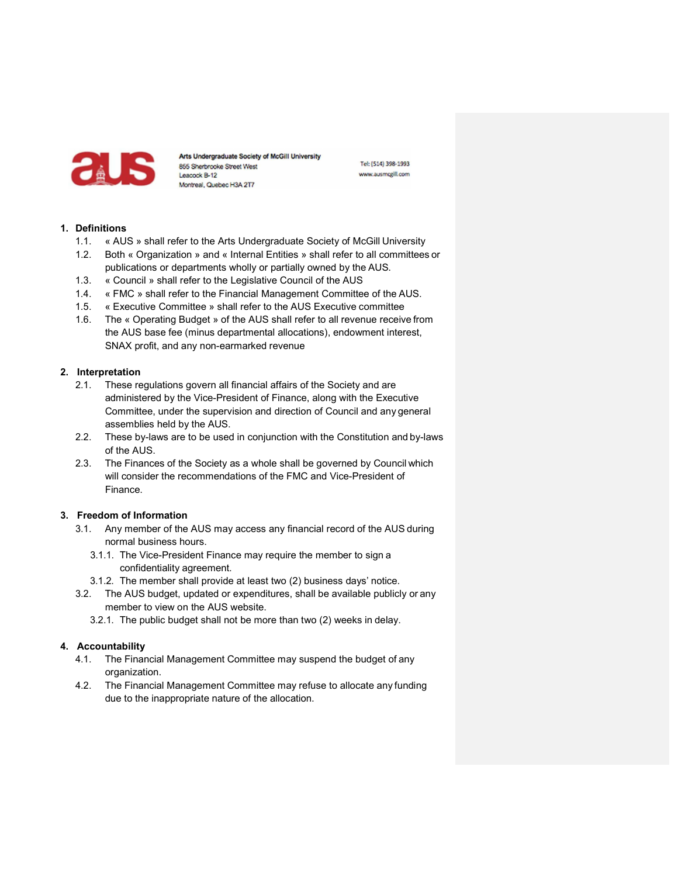## 1. Definitions

1.1. « AUS » shall refer to the Arts Undergraduate Society of McGill University

1.2. Both « Organization » and « Internal Entities » shall refer to all committees or publications or departments wholly or partially owned by the AUS.

1.3. « Council » shall refer to the Legislative Council of the AUS

1.4. « FMC » shall refer to the Financial Management Committee of the AUS.

1.5. « Executive Committee » shall refer to the AUS Executive committee

1.6. The « Operating Budget » of the AUS shall refer to all revenue receive from the AUS base fee (minus departmental allocations), endowment interest, SNAX profit, and any non-earmarked revenue

## 2. Interpretation

2.1. These regulations govern all financial affairs of the Society and are administered by the Vice-President of Finance, along with the Executive Committee, under the supervision and direction of Council and any general assemblies held by the AUS.

2.2. These by-laws are to be used in conjunction with the Constitution and by-laws of the AUS.

2.3. The Finances of the Society as a whole shall be governed by Council which will consider the recommendations of the FMC and Vice-President of Finance.

## 3. Freedom of Information

3.1. Any member of the AUS may access any financial record of the AUS during normal business hours.

3.1.1. The Vice-President Finance may require the member to sign a confidentiality agreement.

3.1.2. The member shall provide at least two (2) business days' notice.

3.2. The AUS budget, updated or expenditures, shall be available publicly or any member to view on the AUS website.

3.2.1. The public budget shall not be more than two (2) weeks in delay.

## 4. Accountability

4.1. The Financial Management Committee may suspend the budget of any organization.

4.2. The Financial Management Committee may refuse to allocate any funding due to the inappropriate nature of the allocation.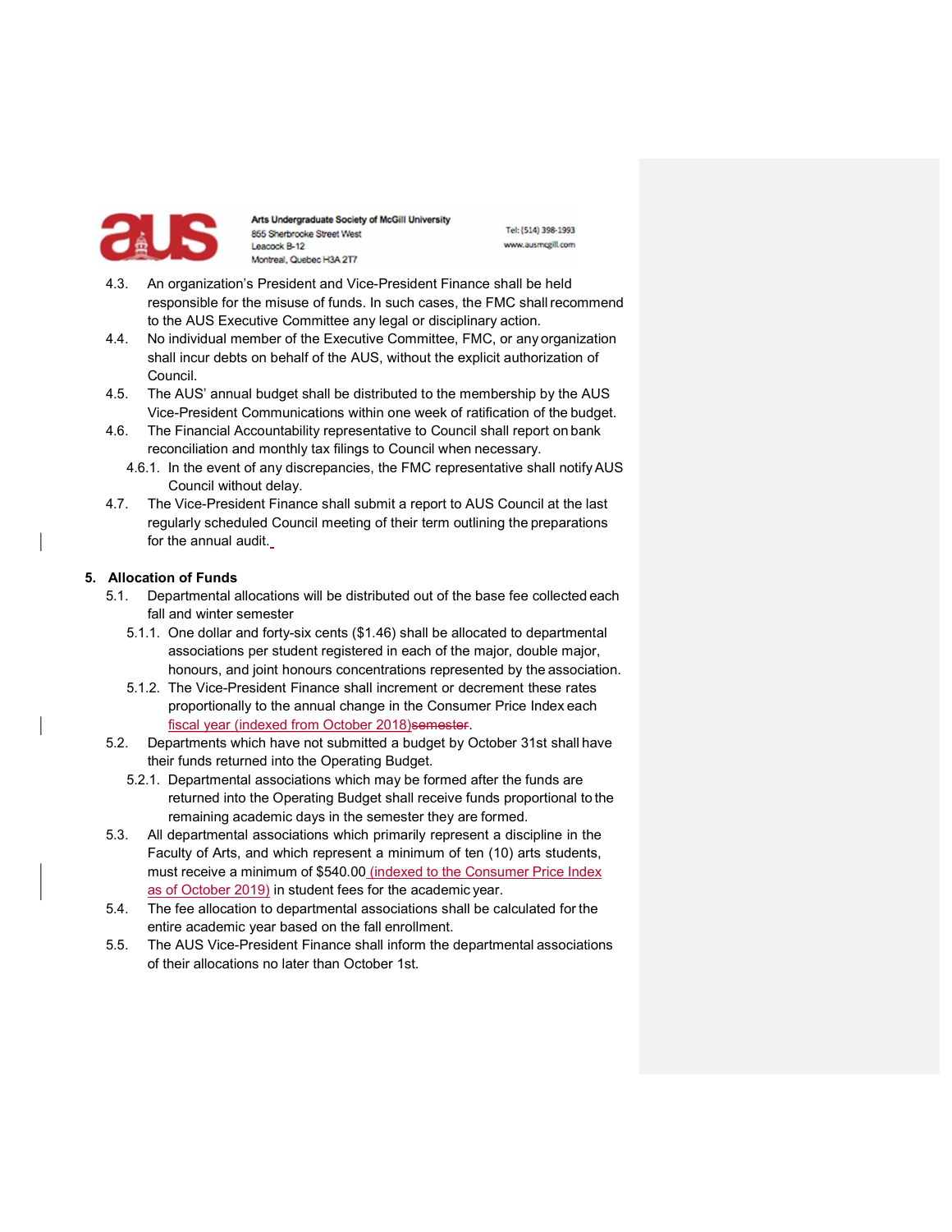4.3. An organization's President and Vice-President Finance shall be held responsible for the misuse of funds. In such cases, the FMC shall recommend to the AUS Executive Committee any legal or disciplinary action.

4.4. No individual member of the Executive Committee, FMC, or any organization shall incur debts on behalf of the AUS, without the explicit authorization of Council.

4.5. The AUS' annual budget shall be distributed to the membership by the AUS Vice-President Communications within one week of ratification of the budget.

4.6. The Financial Accountability representative to Council shall report on bank reconciliation and monthly tax filings to Council when necessary.

   4.6.1. In the event of any discrepancies, the FMC representative shall notify AUS Council without delay.

4.7. The Vice-President Finance shall submit a report to AUS Council at the last regularly scheduled Council meeting of their term outlining the preparations for the annual audit.

## 5. Allocation of Funds

5.1. Departmental allocations will be distributed out of the base fee collected each fall and winter semester

   5.1.1. One dollar and forty-six cents ($1.46) shall be allocated to departmental associations per student registered in each of the major, double major, honours, and joint honours concentrations represented by the association.

   5.1.2. The Vice-President Finance shall increment or decrement these rates proportionally to the annual change in the Consumer Price Index each fiscal year (indexed from October 2018)~~semester~~.

5.2. Departments which have not submitted a budget by October 31st shall have their funds returned into the Operating Budget.

   5.2.1. Departmental associations which may be formed after the funds are returned into the Operating Budget shall receive funds proportional to the remaining academic days in the semester they are formed.

5.3. All departmental associations which primarily represent a discipline in the Faculty of Arts, and which represent a minimum of ten (10) arts students, must receive a minimum of $540.00 (indexed to the Consumer Price Index as of October 2019) in student fees for the academic year.

5.4. The fee allocation to departmental associations shall be calculated for the entire academic year based on the fall enrollment.

5.5. The AUS Vice-President Finance shall inform the departmental associations of their allocations no later than October 1st.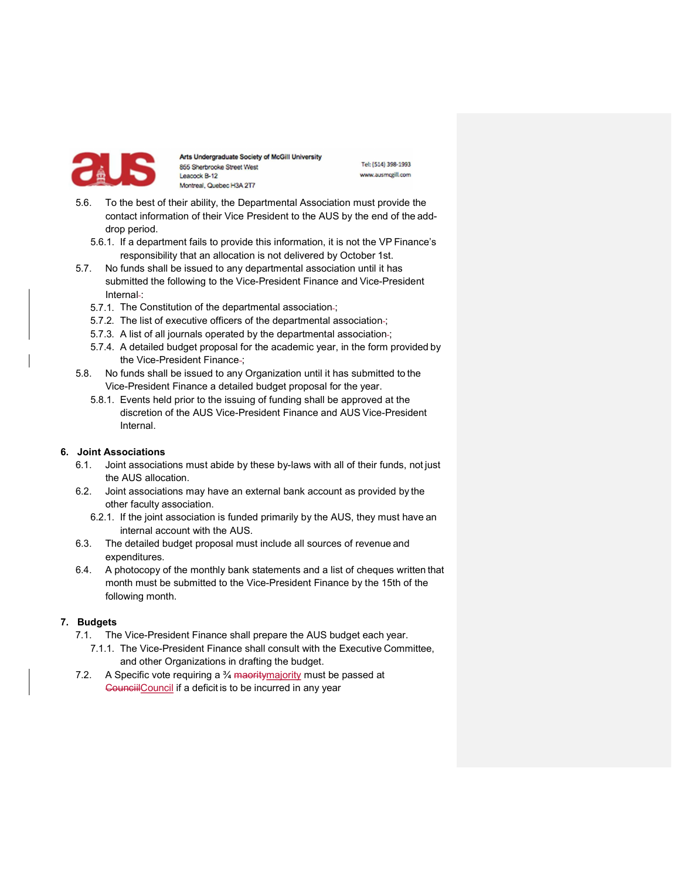5.6. To the best of their ability, the Departmental Association must provide the contact information of their Vice President to the AUS by the end of the add-drop period.
  - 5.6.1. If a department fails to provide this information, it is not the VP Finance's responsibility that an allocation is not delivered by October 1st.

5.7. No funds shall be issued to any departmental association until it has submitted the following to the Vice-President Finance and Vice-President Internal:
  - 5.7.1. The Constitution of the departmental association;
  - 5.7.2. The list of executive officers of the departmental association;
  - 5.7.3. A list of all journals operated by the departmental association;
  - 5.7.4. A detailed budget proposal for the academic year, in the form provided by the Vice-President Finance;

5.8. No funds shall be issued to any Organization until it has submitted to the Vice-President Finance a detailed budget proposal for the year.
  - 5.8.1. Events held prior to the issuing of funding shall be approved at the discretion of the AUS Vice-President Finance and AUS Vice-President Internal.

## 6. Joint Associations

6.1. Joint associations must abide by these by-laws with all of their funds, not just the AUS allocation.

6.2. Joint associations may have an external bank account as provided by the other faculty association.
  - 6.2.1. If the joint association is funded primarily by the AUS, they must have an internal account with the AUS.

6.3. The detailed budget proposal must include all sources of revenue and expenditures.

6.4. A photocopy of the monthly bank statements and a list of cheques written that month must be submitted to the Vice-President Finance by the 15th of the following month.

## 7. Budgets

7.1. The Vice-President Finance shall prepare the AUS budget each year.
  - 7.1.1. The Vice-President Finance shall consult with the Executive Committee, and other Organizations in drafting the budget.

7.2. A Specific vote requiring a ¾ majority must be passed at Council if a deficit is to be incurred in any year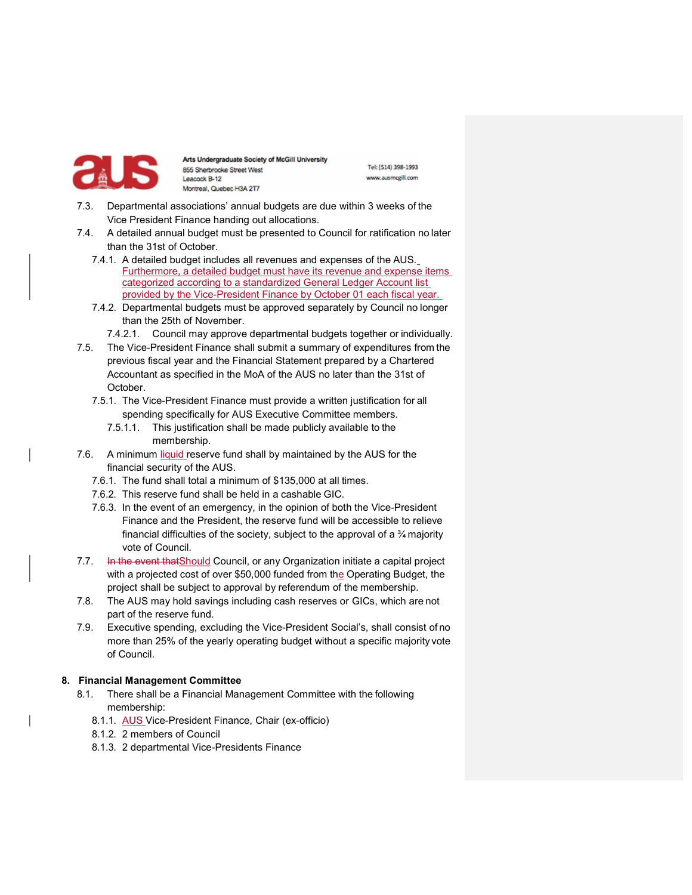7.3. Departmental associations' annual budgets are due within 3 weeks of the Vice President Finance handing out allocations.

7.4. A detailed annual budget must be presented to Council for ratification no later than the 31st of October.

  7.4.1. A detailed budget includes all revenues and expenses of the AUS. Furthermore, a detailed budget must have its revenue and expense items categorized according to a standardized General Ledger Account list provided by the Vice-President Finance by October 01 each fiscal year.

  7.4.2. Departmental budgets must be approved separately by Council no longer than the 25th of November.

    7.4.2.1. Council may approve departmental budgets together or individually.

7.5. The Vice-President Finance shall submit a summary of expenditures from the previous fiscal year and the Financial Statement prepared by a Chartered Accountant as specified in the MoA of the AUS no later than the 31st of October.

  7.5.1. The Vice-President Finance must provide a written justification for all spending specifically for AUS Executive Committee members.

    7.5.1.1. This justification shall be made publicly available to the membership.

7.6. A minimum liquid reserve fund shall by maintained by the AUS for the financial security of the AUS.

  7.6.1. The fund shall total a minimum of $135,000 at all times.

  7.6.2. This reserve fund shall be held in a cashable GIC.

  7.6.3. In the event of an emergency, in the opinion of both the Vice-President Finance and the President, the reserve fund will be accessible to relieve financial difficulties of the society, subject to the approval of a ¾ majority vote of Council.

7.7. ~~In the event that~~Should Council, or any Organization initiate a capital project with a projected cost of over $50,000 funded from the Operating Budget, the project shall be subject to approval by referendum of the membership.

7.8. The AUS may hold savings including cash reserves or GICs, which are not part of the reserve fund.

7.9. Executive spending, excluding the Vice-President Social's, shall consist of no more than 25% of the yearly operating budget without a specific majority vote of Council.

## 8. Financial Management Committee

8.1. There shall be a Financial Management Committee with the following membership:

  8.1.1. AUS Vice-President Finance, Chair (ex-officio)

  8.1.2. 2 members of Council

  8.1.3. 2 departmental Vice-Presidents Finance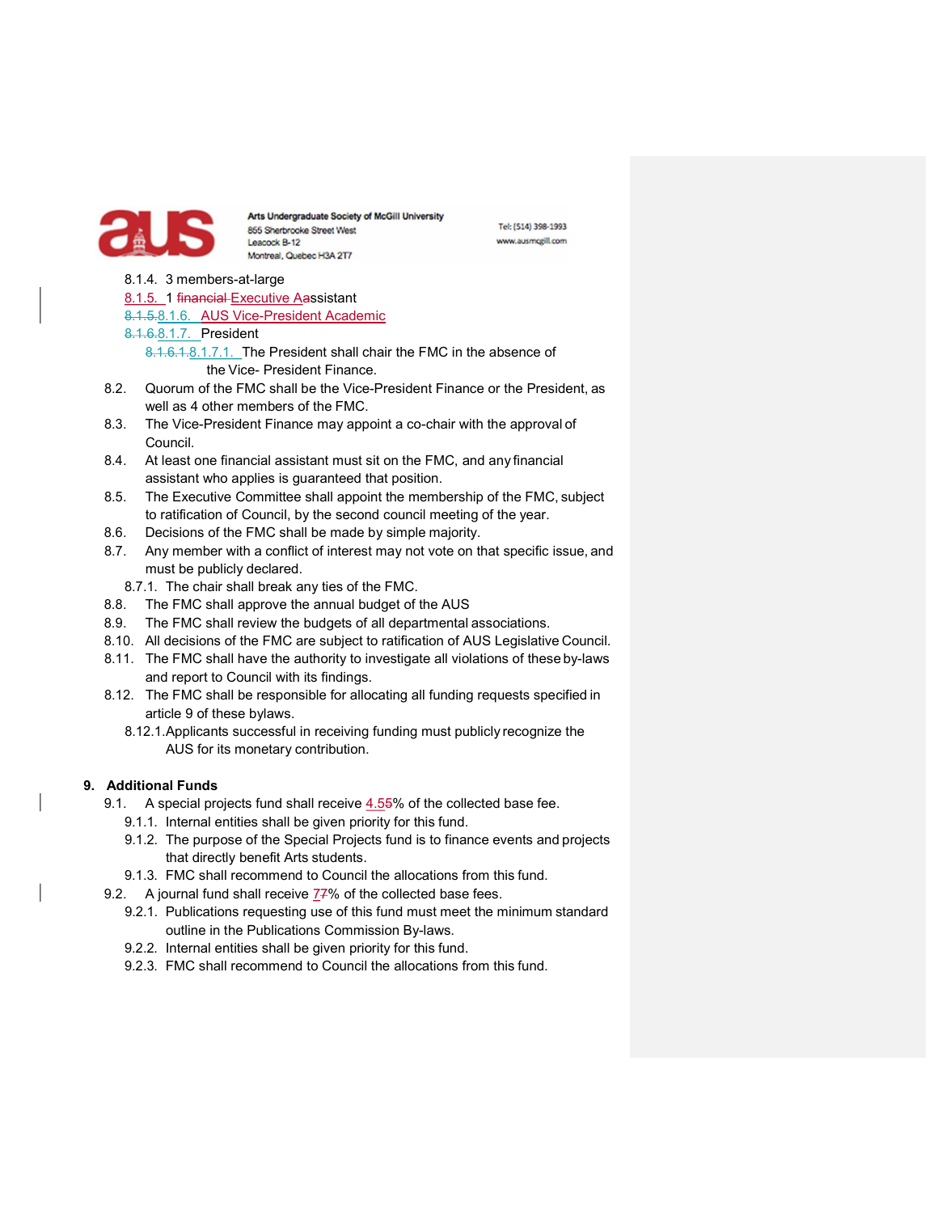8.1.4. 3 members-at-large

8.1.5. 1 financial Executive Aassistant

8.1.5.8.1.6. AUS Vice-President Academic

8.1.6.8.1.7. President

8.1.6.1.8.1.7.1. The President shall chair the FMC in the absence of the Vice- President Finance.

8.2. Quorum of the FMC shall be the Vice-President Finance or the President, as well as 4 other members of the FMC.

8.3. The Vice-President Finance may appoint a co-chair with the approval of Council.

8.4. At least one financial assistant must sit on the FMC, and any financial assistant who applies is guaranteed that position.

8.5. The Executive Committee shall appoint the membership of the FMC, subject to ratification of Council, by the second council meeting of the year.

8.6. Decisions of the FMC shall be made by simple majority.

8.7. Any member with a conflict of interest may not vote on that specific issue, and must be publicly declared.

8.7.1. The chair shall break any ties of the FMC.

8.8. The FMC shall approve the annual budget of the AUS

8.9. The FMC shall review the budgets of all departmental associations.

8.10. All decisions of the FMC are subject to ratification of AUS Legislative Council.

8.11. The FMC shall have the authority to investigate all violations of these by-laws and report to Council with its findings.

8.12. The FMC shall be responsible for allocating all funding requests specified in article 9 of these bylaws.

8.12.1. Applicants successful in receiving funding must publicly recognize the AUS for its monetary contribution.

## 9. Additional Funds

9.1. A special projects fund shall receive 4.55% of the collected base fee.

9.1.1. Internal entities shall be given priority for this fund.

9.1.2. The purpose of the Special Projects fund is to finance events and projects that directly benefit Arts students.

9.1.3. FMC shall recommend to Council the allocations from this fund.

9.2. A journal fund shall receive 77% of the collected base fees.

9.2.1. Publications requesting use of this fund must meet the minimum standard outline in the Publications Commission By-laws.

9.2.2. Internal entities shall be given priority for this fund.

9.2.3. FMC shall recommend to Council the allocations from this fund.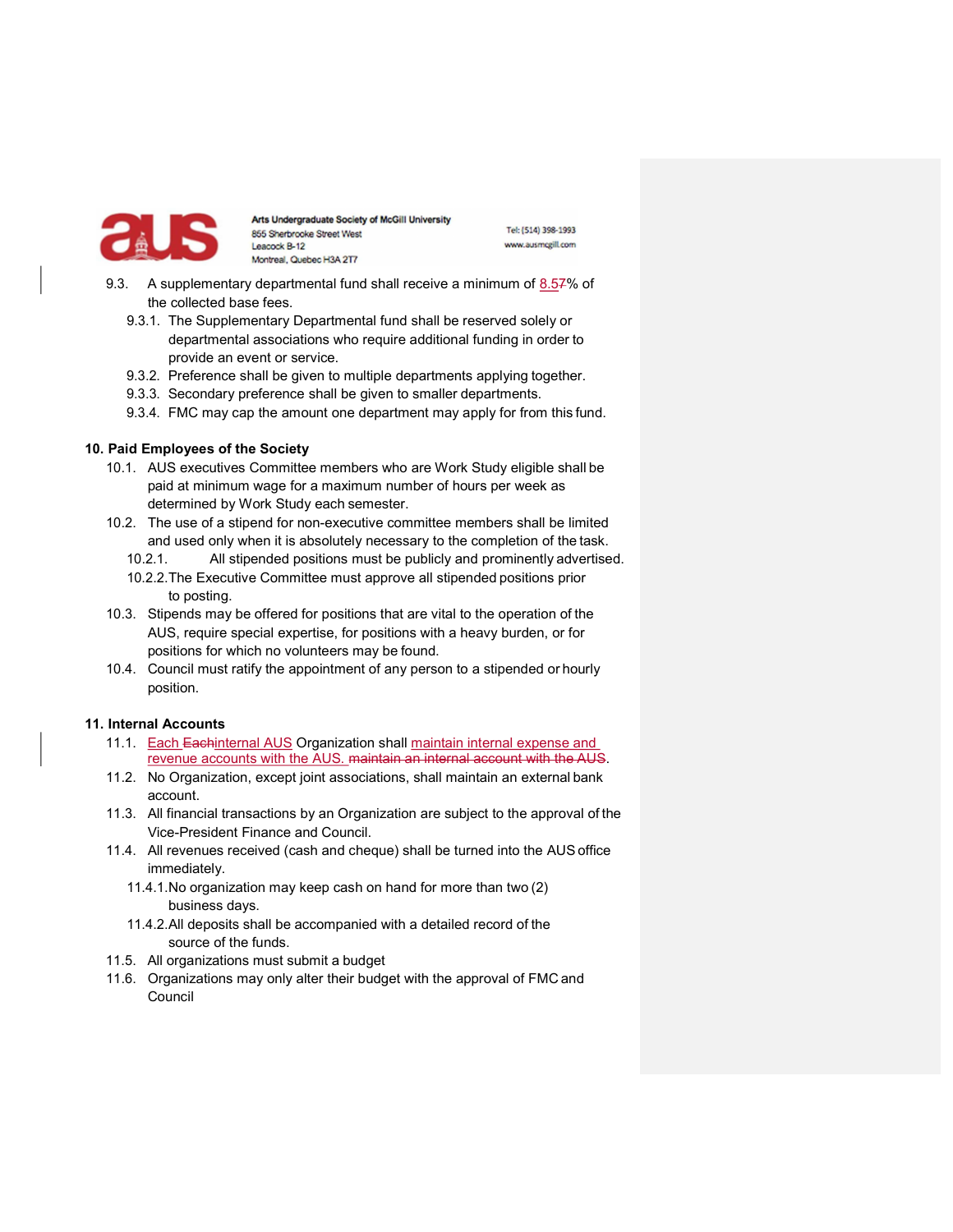9.3. A supplementary departmental fund shall receive a minimum of 8.57% of the collected base fees.

- 9.3.1. The Supplementary Departmental fund shall be reserved solely or departmental associations who require additional funding in order to provide an event or service.
- 9.3.2. Preference shall be given to multiple departments applying together.
- 9.3.3. Secondary preference shall be given to smaller departments.
- 9.3.4. FMC may cap the amount one department may apply for from this fund.

## 10. Paid Employees of the Society

10.1. AUS executives Committee members who are Work Study eligible shall be paid at minimum wage for a maximum number of hours per week as determined by Work Study each semester.

10.2. The use of a stipend for non-executive committee members shall be limited and used only when it is absolutely necessary to the completion of the task.

- 10.2.1. All stipended positions must be publicly and prominently advertised.
- 10.2.2. The Executive Committee must approve all stipended positions prior to posting.

10.3. Stipends may be offered for positions that are vital to the operation of the AUS, require special expertise, for positions with a heavy burden, or for positions for which no volunteers may be found.

10.4. Council must ratify the appointment of any person to a stipended or hourly position.

## 11. Internal Accounts

11.1. Each ~~Each~~internal AUS Organization shall maintain internal expense and revenue accounts with the AUS. ~~maintain an internal account with the AUS~~.

11.2. No Organization, except joint associations, shall maintain an external bank account.

11.3. All financial transactions by an Organization are subject to the approval of the Vice-President Finance and Council.

11.4. All revenues received (cash and cheque) shall be turned into the AUS office immediately.

- 11.4.1. No organization may keep cash on hand for more than two (2) business days.
- 11.4.2. All deposits shall be accompanied with a detailed record of the source of the funds.

11.5. All organizations must submit a budget

11.6. Organizations may only alter their budget with the approval of FMC and Council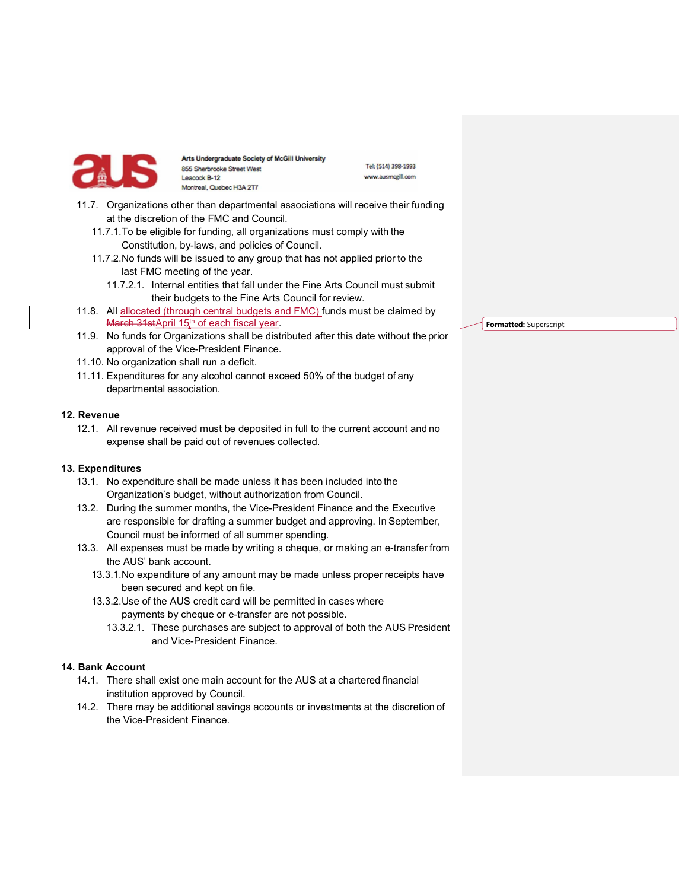11.7. Organizations other than departmental associations will receive their funding at the discretion of the FMC and Council.

11.7.1. To be eligible for funding, all organizations must comply with the Constitution, by-laws, and policies of Council.

11.7.2. No funds will be issued to any group that has not applied prior to the last FMC meeting of the year.

11.7.2.1. Internal entities that fall under the Fine Arts Council must submit their budgets to the Fine Arts Council for review.

11.8. All allocated (through central budgets and FMC) funds must be claimed by ~~March 31st~~April 15th of each fiscal year.

11.9. No funds for Organizations shall be distributed after this date without the prior approval of the Vice-President Finance.

11.10. No organization shall run a deficit.

11.11. Expenditures for any alcohol cannot exceed 50% of the budget of any departmental association.

## 12. Revenue

12.1. All revenue received must be deposited in full to the current account and no expense shall be paid out of revenues collected.

## 13. Expenditures

13.1. No expenditure shall be made unless it has been included into the Organization's budget, without authorization from Council.

13.2. During the summer months, the Vice-President Finance and the Executive are responsible for drafting a summer budget and approving. In September, Council must be informed of all summer spending.

13.3. All expenses must be made by writing a cheque, or making an e-transfer from the AUS' bank account.

13.3.1. No expenditure of any amount may be made unless proper receipts have been secured and kept on file.

13.3.2. Use of the AUS credit card will be permitted in cases where payments by cheque or e-transfer are not possible.

13.3.2.1. These purchases are subject to approval of both the AUS President and Vice-President Finance.

## 14. Bank Account

14.1. There shall exist one main account for the AUS at a chartered financial institution approved by Council.

14.2. There may be additional savings accounts or investments at the discretion of the Vice-President Finance.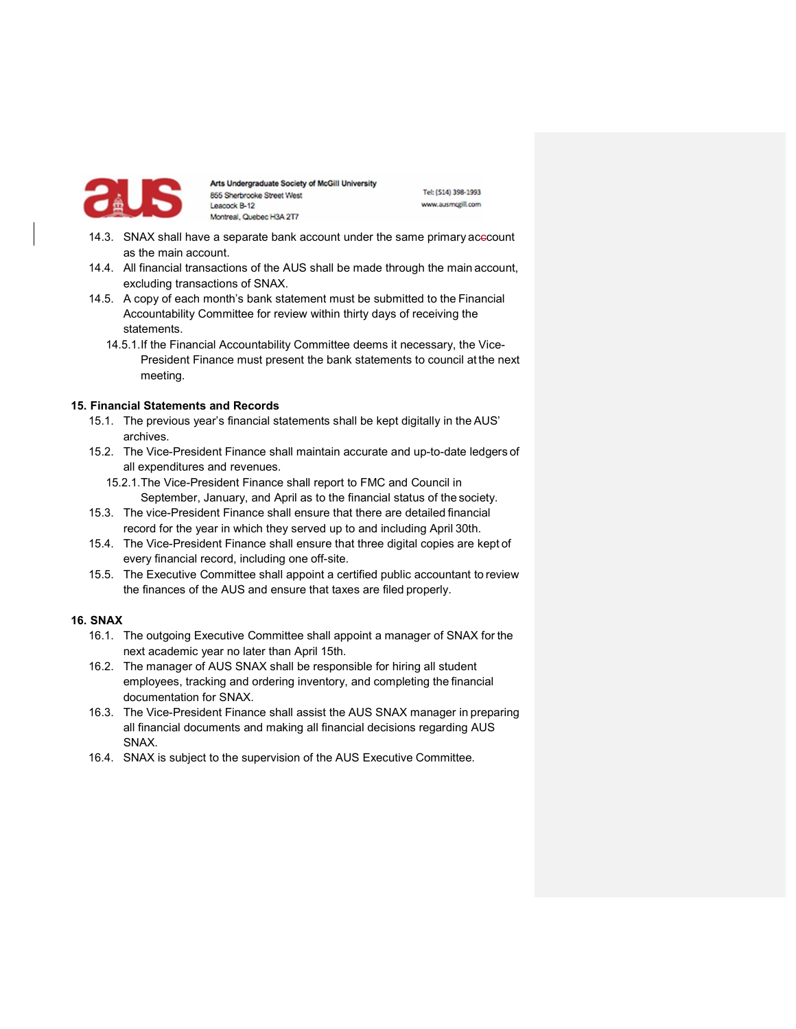14.3. SNAX shall have a separate bank account under the same primary account as the main account.

14.4. All financial transactions of the AUS shall be made through the main account, excluding transactions of SNAX.

14.5. A copy of each month's bank statement must be submitted to the Financial Accountability Committee for review within thirty days of receiving the statements.

- 14.5.1. If the Financial Accountability Committee deems it necessary, the Vice-President Finance must present the bank statements to council at the next meeting.

**15. Financial Statements and Records**

15.1. The previous year's financial statements shall be kept digitally in the AUS' archives.

15.2. The Vice-President Finance shall maintain accurate and up-to-date ledgers of all expenditures and revenues.

- 15.2.1. The Vice-President Finance shall report to FMC and Council in September, January, and April as to the financial status of the society.

15.3. The vice-President Finance shall ensure that there are detailed financial record for the year in which they served up to and including April 30th.

15.4. The Vice-President Finance shall ensure that three digital copies are kept of every financial record, including one off-site.

15.5. The Executive Committee shall appoint a certified public accountant to review the finances of the AUS and ensure that taxes are filed properly.

**16. SNAX**

16.1. The outgoing Executive Committee shall appoint a manager of SNAX for the next academic year no later than April 15th.

16.2. The manager of AUS SNAX shall be responsible for hiring all student employees, tracking and ordering inventory, and completing the financial documentation for SNAX.

16.3. The Vice-President Finance shall assist the AUS SNAX manager in preparing all financial documents and making all financial decisions regarding AUS SNAX.

16.4. SNAX is subject to the supervision of the AUS Executive Committee.